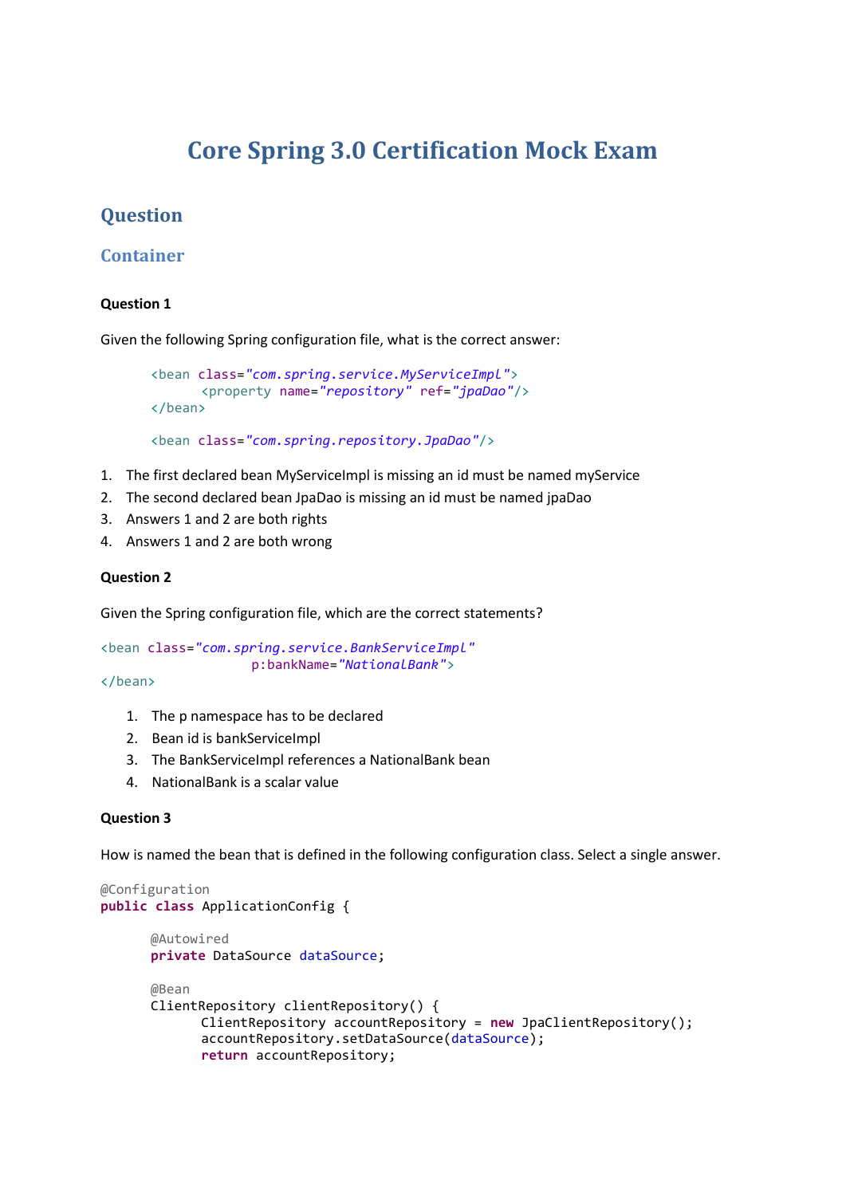# Core Spring 3.0 Certification Mock Exam

## Question

### Container

**Question 1**

Given the following Spring configuration file, what is the correct answer:

```
<bean class="com.spring.service.MyServiceImpl">
      <property name="repository" ref="jpaDao"/>
</bean>

<bean class="com.spring.repository.JpaDao"/>
```

1. The first declared bean MyServiceImpl is missing an id must be named myService
2. The second declared bean JpaDao is missing an id must be named jpaDao
3. Answers 1 and 2 are both rights
4. Answers 1 and 2 are both wrong

**Question 2**

Given the Spring configuration file, which are the correct statements?

```
<bean class="com.spring.service.BankServiceImpl"
                  p:bankName="NationalBank">
</bean>
```

1. The p namespace has to be declared
2. Bean id is bankServiceImpl
3. The BankServiceImpl references a NationalBank bean
4. NationalBank is a scalar value

**Question 3**

How is named the bean that is defined in the following configuration class. Select a single answer.

```
@Configuration
public class ApplicationConfig {

      @Autowired
      private DataSource dataSource;

      @Bean
      ClientRepository clientRepository() {
            ClientRepository accountRepository = new JpaClientRepository();
            accountRepository.setDataSource(dataSource);
            return accountRepository;
```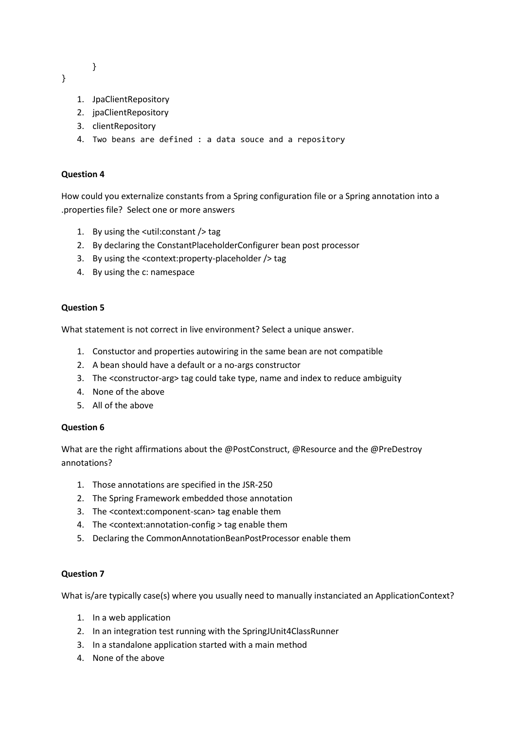```
        }
}
```

1. JpaClientRepository
2. jpaClientRepository
3. clientRepository
4. `Two beans are defined : a data souce and a repository`

**Question 4**

How could you externalize constants from a Spring configuration file or a Spring annotation into a .properties file? Select one or more answers

1. By using the <util:constant /> tag
2. By declaring the ConstantPlaceholderConfigurer bean post processor
3. By using the <context:property-placeholder /> tag
4. By using the c: namespace

**Question 5**

What statement is not correct in live environment? Select a unique answer.

1. Constuctor and properties autowiring in the same bean are not compatible
2. A bean should have a default or a no-args constructor
3. The <constructor-arg> tag could take type, name and index to reduce ambiguity
4. None of the above
5. All of the above

**Question 6**

What are the right affirmations about the @PostConstruct, @Resource and the @PreDestroy annotations?

1. Those annotations are specified in the JSR-250
2. The Spring Framework embedded those annotation
3. The <context:component-scan> tag enable them
4. The <context:annotation-config > tag enable them
5. Declaring the CommonAnnotationBeanPostProcessor enable them

**Question 7**

What is/are typically case(s) where you usually need to manually instanciated an ApplicationContext?

1. In a web application
2. In an integration test running with the SpringJUnit4ClassRunner
3. In a standalone application started with a main method
4. None of the above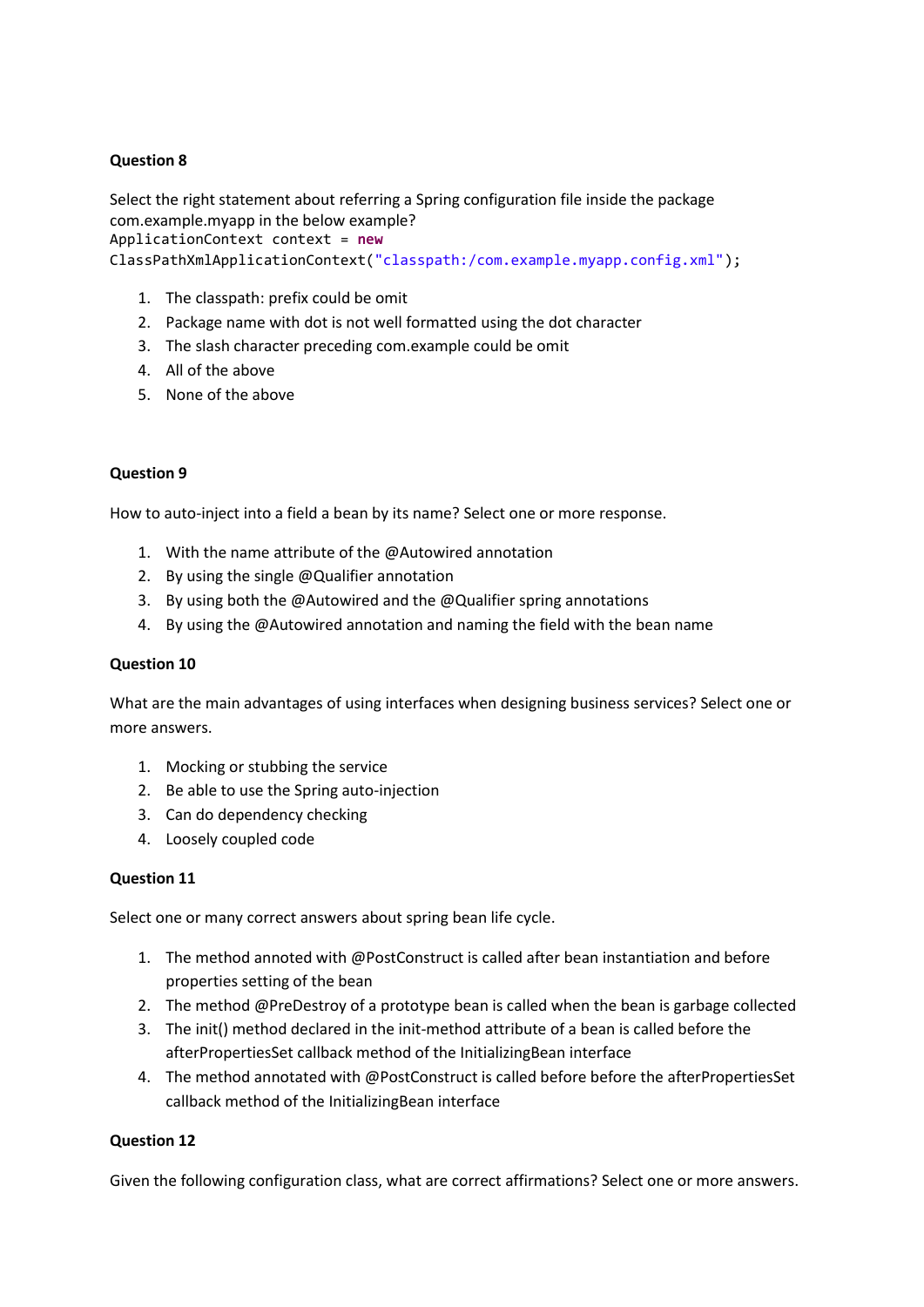**Question 8**

Select the right statement about referring a Spring configuration file inside the package com.example.myapp in the below example?

```
ApplicationContext context = new
ClassPathXmlApplicationContext("classpath:/com.example.myapp.config.xml");
```

1. The classpath: prefix could be omit
2. Package name with dot is not well formatted using the dot character
3. The slash character preceding com.example could be omit
4. All of the above
5. None of the above

**Question 9**

How to auto-inject into a field a bean by its name? Select one or more response.

1. With the name attribute of the @Autowired annotation
2. By using the single @Qualifier annotation
3. By using both the @Autowired and the @Qualifier spring annotations
4. By using the @Autowired annotation and naming the field with the bean name

**Question 10**

What are the main advantages of using interfaces when designing business services? Select one or more answers.

1. Mocking or stubbing the service
2. Be able to use the Spring auto-injection
3. Can do dependency checking
4. Loosely coupled code

**Question 11**

Select one or many correct answers about spring bean life cycle.

1. The method annoted with @PostConstruct is called after bean instantiation and before properties setting of the bean
2. The method @PreDestroy of a prototype bean is called when the bean is garbage collected
3. The init() method declared in the init-method attribute of a bean is called before the afterPropertiesSet callback method of the InitializingBean interface
4. The method annotated with @PostConstruct is called before before the afterPropertiesSet callback method of the InitializingBean interface

**Question 12**

Given the following configuration class, what are correct affirmations? Select one or more answers.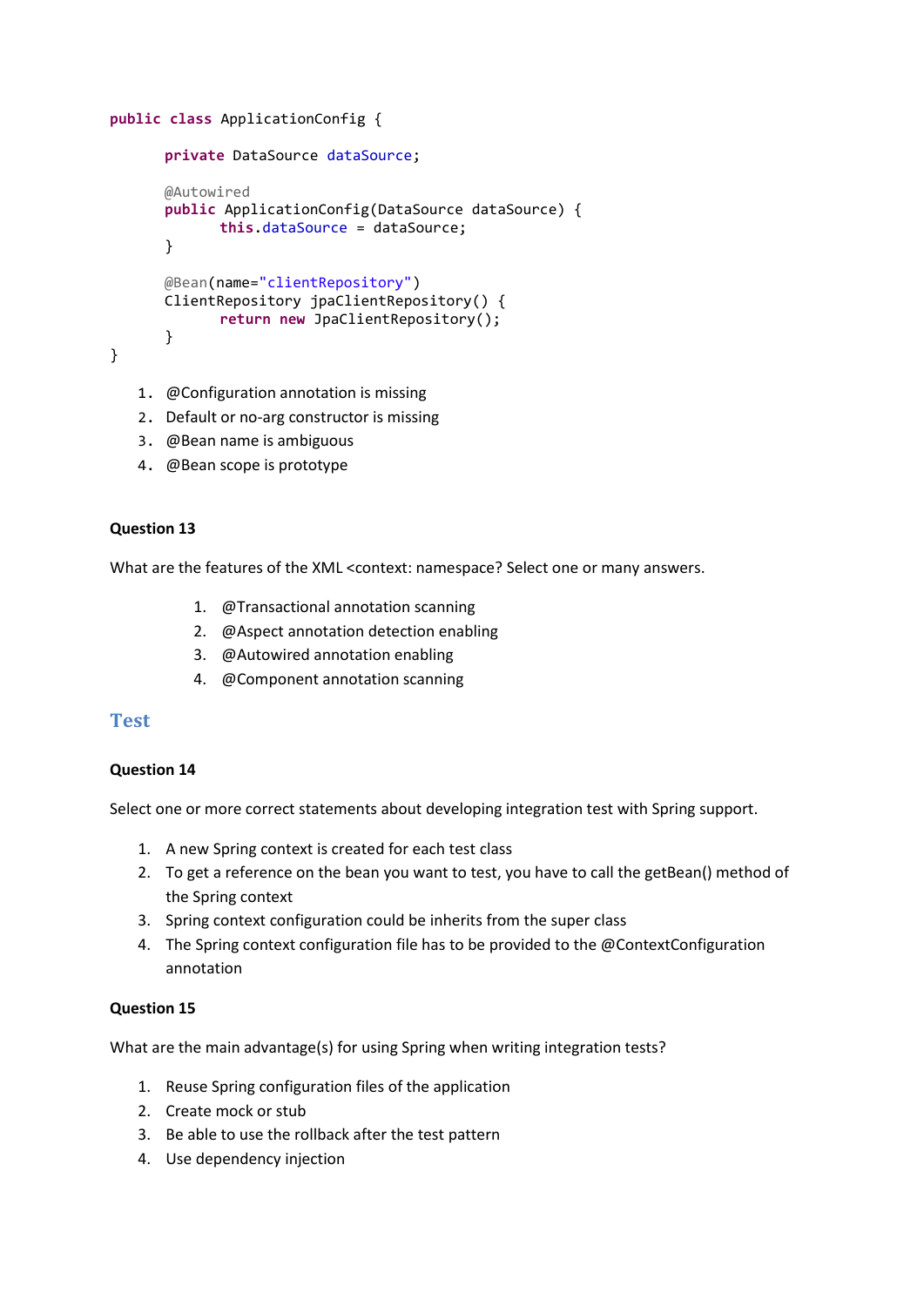```java
public class ApplicationConfig {

	private DataSource dataSource;

	@Autowired
	public ApplicationConfig(DataSource dataSource) {
		this.dataSource = dataSource;
	}

	@Bean(name="clientRepository")
	ClientRepository jpaClientRepository() {
		return new JpaClientRepository();
	}
}
```

1. @Configuration annotation is missing
2. Default or no-arg constructor is missing
3. @Bean name is ambiguous
4. @Bean scope is prototype

**Question 13**

What are the features of the XML <context: namespace? Select one or many answers.

1. @Transactional annotation scanning
2. @Aspect annotation detection enabling
3. @Autowired annotation enabling
4. @Component annotation scanning

## Test

**Question 14**

Select one or more correct statements about developing integration test with Spring support.

1. A new Spring context is created for each test class
2. To get a reference on the bean you want to test, you have to call the getBean() method of the Spring context
3. Spring context configuration could be inherits from the super class
4. The Spring context configuration file has to be provided to the @ContextConfiguration annotation

**Question 15**

What are the main advantage(s) for using Spring when writing integration tests?

1. Reuse Spring configuration files of the application
2. Create mock or stub
3. Be able to use the rollback after the test pattern
4. Use dependency injection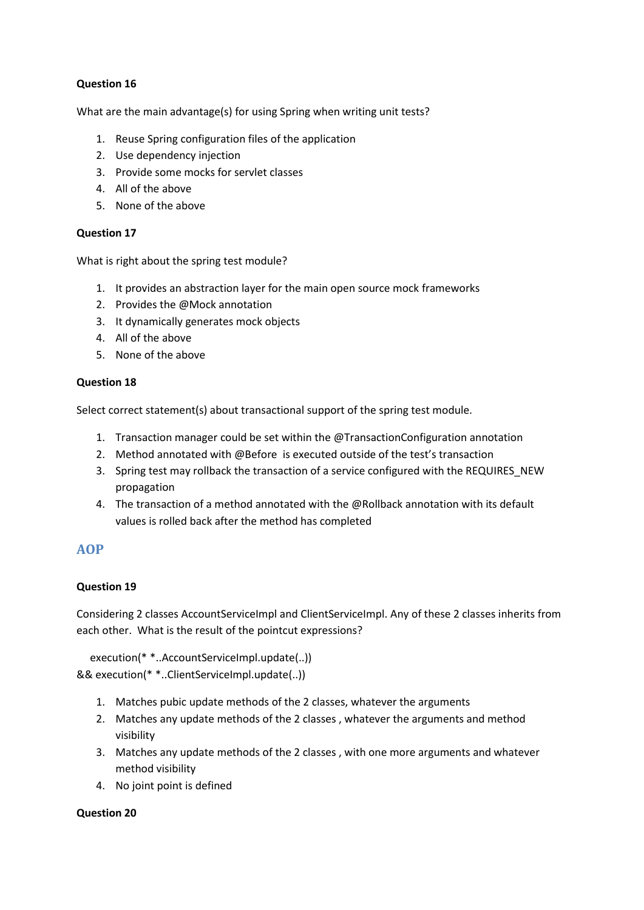**Question 16**

What are the main advantage(s) for using Spring when writing unit tests?

1. Reuse Spring configuration files of the application
2. Use dependency injection
3. Provide some mocks for servlet classes
4. All of the above
5. None of the above

**Question 17**

What is right about the spring test module?

1. It provides an abstraction layer for the main open source mock frameworks
2. Provides the @Mock annotation
3. It dynamically generates mock objects
4. All of the above
5. None of the above

**Question 18**

Select correct statement(s) about transactional support of the spring test module.

1. Transaction manager could be set within the @TransactionConfiguration annotation
2. Method annotated with @Before is executed outside of the test's transaction
3. Spring test may rollback the transaction of a service configured with the REQUIRES_NEW propagation
4. The transaction of a method annotated with the @Rollback annotation with its default values is rolled back after the method has completed

## AOP

**Question 19**

Considering 2 classes AccountServiceImpl and ClientServiceImpl. Any of these 2 classes inherits from each other. What is the result of the pointcut expressions?

```
   execution(* *..AccountServiceImpl.update(..))
&& execution(* *..ClientServiceImpl.update(..))
```

1. Matches pubic update methods of the 2 classes, whatever the arguments
2. Matches any update methods of the 2 classes , whatever the arguments and method visibility
3. Matches any update methods of the 2 classes , with one more arguments and whatever method visibility
4. No joint point is defined

**Question 20**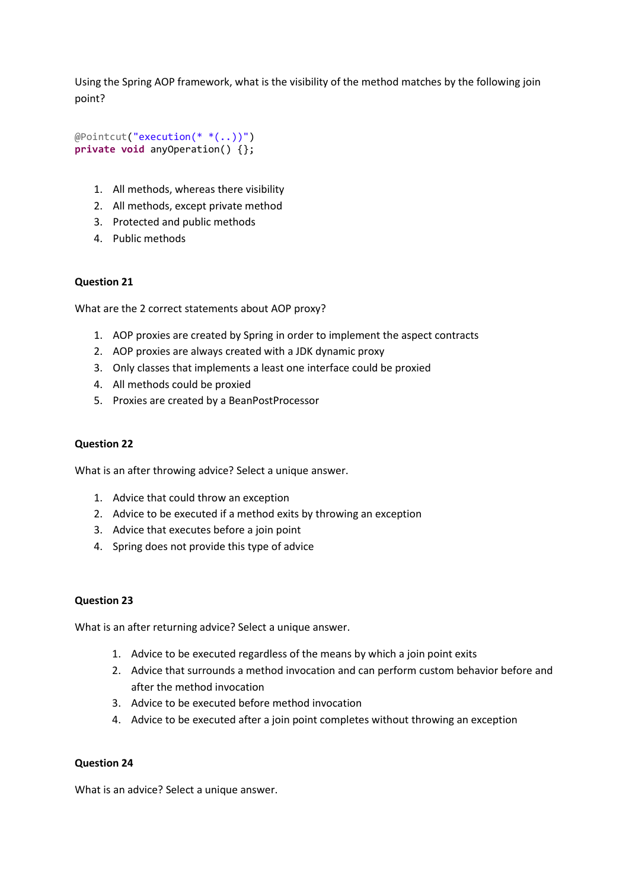Using the Spring AOP framework, what is the visibility of the method matches by the following join point?

```
@Pointcut("execution(* *(..))")
private void anyOperation() {};
```

1. All methods, whereas there visibility
2. All methods, except private method
3. Protected and public methods
4. Public methods

**Question 21**

What are the 2 correct statements about AOP proxy?

1. AOP proxies are created by Spring in order to implement the aspect contracts
2. AOP proxies are always created with a JDK dynamic proxy
3. Only classes that implements a least one interface could be proxied
4. All methods could be proxied
5. Proxies are created by a BeanPostProcessor

**Question 22**

What is an after throwing advice? Select a unique answer.

1. Advice that could throw an exception
2. Advice to be executed if a method exits by throwing an exception
3. Advice that executes before a join point
4. Spring does not provide this type of advice

**Question 23**

What is an after returning advice? Select a unique answer.

1. Advice to be executed regardless of the means by which a join point exits
2. Advice that surrounds a method invocation and can perform custom behavior before and after the method invocation
3. Advice to be executed before method invocation
4. Advice to be executed after a join point completes without throwing an exception

**Question 24**

What is an advice? Select a unique answer.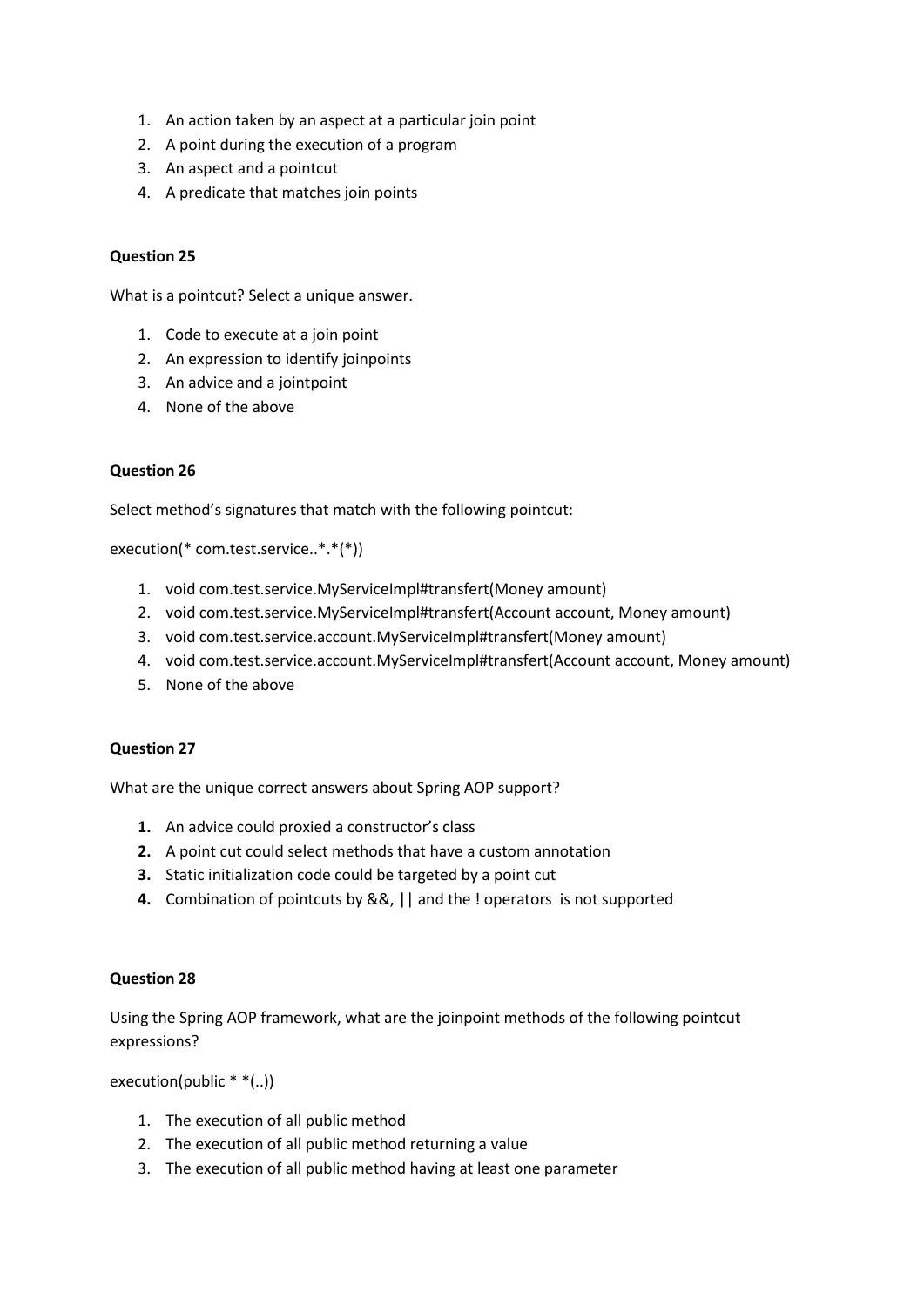1. An action taken by an aspect at a particular join point
2. A point during the execution of a program
3. An aspect and a pointcut
4. A predicate that matches join points

**Question 25**

What is a pointcut? Select a unique answer.

1. Code to execute at a join point
2. An expression to identify joinpoints
3. An advice and a jointpoint
4. None of the above

**Question 26**

Select method's signatures that match with the following pointcut:

execution(* com.test.service..*.*(*))

1. void com.test.service.MyServiceImpl#transfert(Money amount)
2. void com.test.service.MyServiceImpl#transfert(Account account, Money amount)
3. void com.test.service.account.MyServiceImpl#transfert(Money amount)
4. void com.test.service.account.MyServiceImpl#transfert(Account account, Money amount)
5. None of the above

**Question 27**

What are the unique correct answers about Spring AOP support?

**1.** An advice could proxied a constructor's class
**2.** A point cut could select methods that have a custom annotation
**3.** Static initialization code could be targeted by a point cut
**4.** Combination of pointcuts by &&, || and the ! operators is not supported

**Question 28**

Using the Spring AOP framework, what are the joinpoint methods of the following pointcut expressions?

execution(public * *(..))

1. The execution of all public method
2. The execution of all public method returning a value
3. The execution of all public method having at least one parameter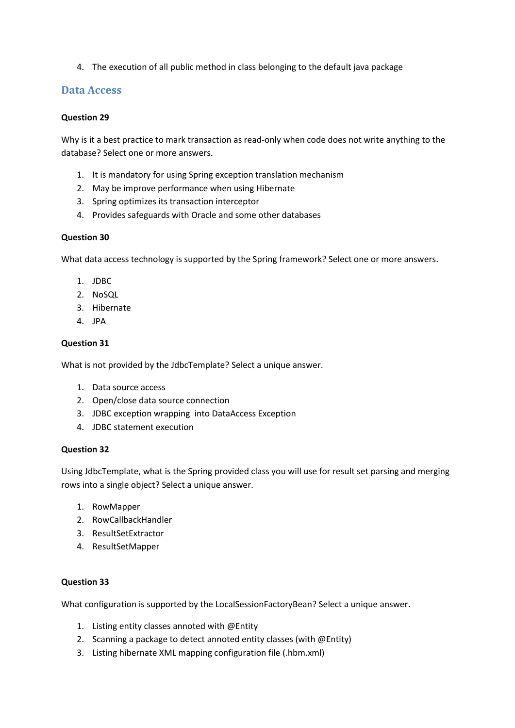4. The execution of all public method in class belonging to the default java package

## Data Access

**Question 29**

Why is it a best practice to mark transaction as read-only when code does not write anything to the database? Select one or more answers.

1. It is mandatory for using Spring exception translation mechanism
2. May be improve performance when using Hibernate
3. Spring optimizes its transaction interceptor
4. Provides safeguards with Oracle and some other databases

**Question 30**

What data access technology is supported by the Spring framework? Select one or more answers.

1. JDBC
2. NoSQL
3. Hibernate
4. JPA

**Question 31**

What is not provided by the JdbcTemplate? Select a unique answer.

1. Data source access
2. Open/close data source connection
3. JDBC exception wrapping into DataAccess Exception
4. JDBC statement execution

**Question 32**

Using JdbcTemplate, what is the Spring provided class you will use for result set parsing and merging rows into a single object? Select a unique answer.

1. RowMapper
2. RowCallbackHandler
3. ResultSetExtractor
4. ResultSetMapper

**Question 33**

What configuration is supported by the LocalSessionFactoryBean? Select a unique answer.

1. Listing entity classes annoted with @Entity
2. Scanning a package to detect annoted entity classes (with @Entity)
3. Listing hibernate XML mapping configuration file (.hbm.xml)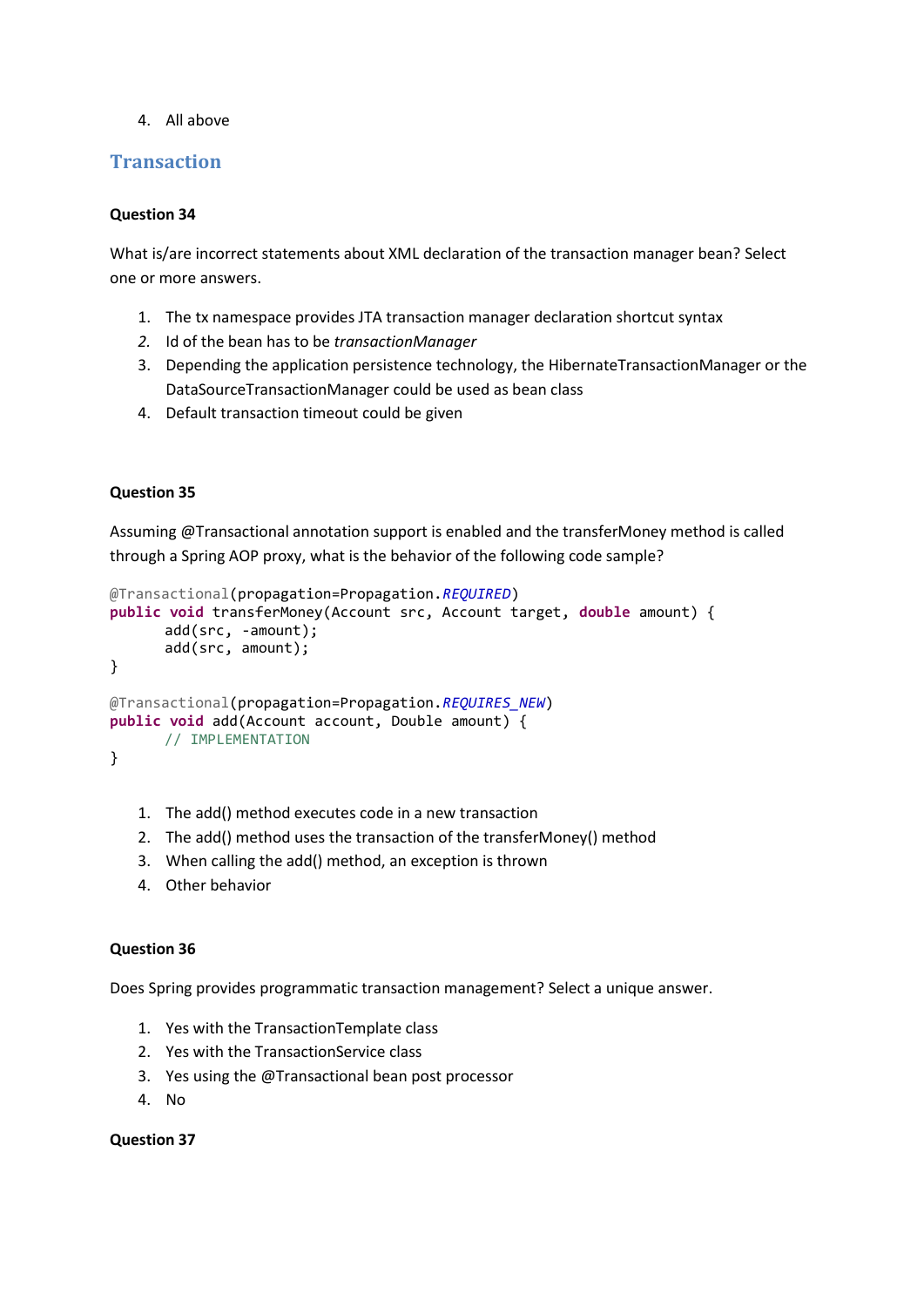4. All above

## Transaction

### Question 34

What is/are incorrect statements about XML declaration of the transaction manager bean? Select one or more answers.

1. The tx namespace provides JTA transaction manager declaration shortcut syntax
2. Id of the bean has to be *transactionManager*
3. Depending the application persistence technology, the HibernateTransactionManager or the DataSourceTransactionManager could be used as bean class
4. Default transaction timeout could be given

### Question 35

Assuming @Transactional annotation support is enabled and the transferMoney method is called through a Spring AOP proxy, what is the behavior of the following code sample?

```
@Transactional(propagation=Propagation.REQUIRED)
public void transferMoney(Account src, Account target, double amount) {
      add(src, -amount);
      add(src, amount);
}

@Transactional(propagation=Propagation.REQUIRES_NEW)
public void add(Account account, Double amount) {
      // IMPLEMENTATION
}
```

1. The add() method executes code in a new transaction
2. The add() method uses the transaction of the transferMoney() method
3. When calling the add() method, an exception is thrown
4. Other behavior

### Question 36

Does Spring provides programmatic transaction management? Select a unique answer.

1. Yes with the TransactionTemplate class
2. Yes with the TransactionService class
3. Yes using the @Transactional bean post processor
4. No

### Question 37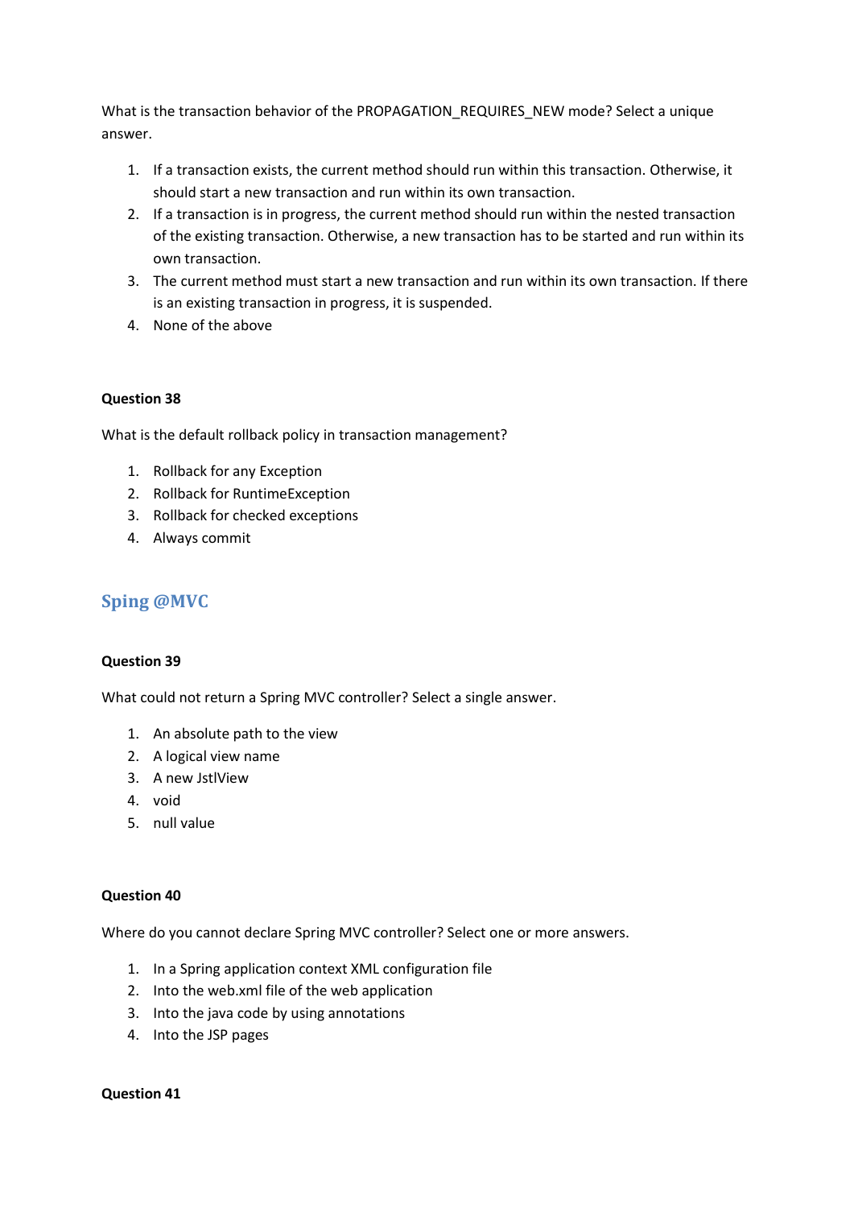What is the transaction behavior of the PROPAGATION_REQUIRES_NEW mode? Select a unique answer.

1. If a transaction exists, the current method should run within this transaction. Otherwise, it should start a new transaction and run within its own transaction.
2. If a transaction is in progress, the current method should run within the nested transaction of the existing transaction. Otherwise, a new transaction has to be started and run within its own transaction.
3. The current method must start a new transaction and run within its own transaction. If there is an existing transaction in progress, it is suspended.
4. None of the above

**Question 38**

What is the default rollback policy in transaction management?

1. Rollback for any Exception
2. Rollback for RuntimeException
3. Rollback for checked exceptions
4. Always commit

## Sping @MVC

**Question 39**

What could not return a Spring MVC controller? Select a single answer.

1. An absolute path to the view
2. A logical view name
3. A new JstlView
4. void
5. null value

**Question 40**

Where do you cannot declare Spring MVC controller? Select one or more answers.

1. In a Spring application context XML configuration file
2. Into the web.xml file of the web application
3. Into the java code by using annotations
4. Into the JSP pages

**Question 41**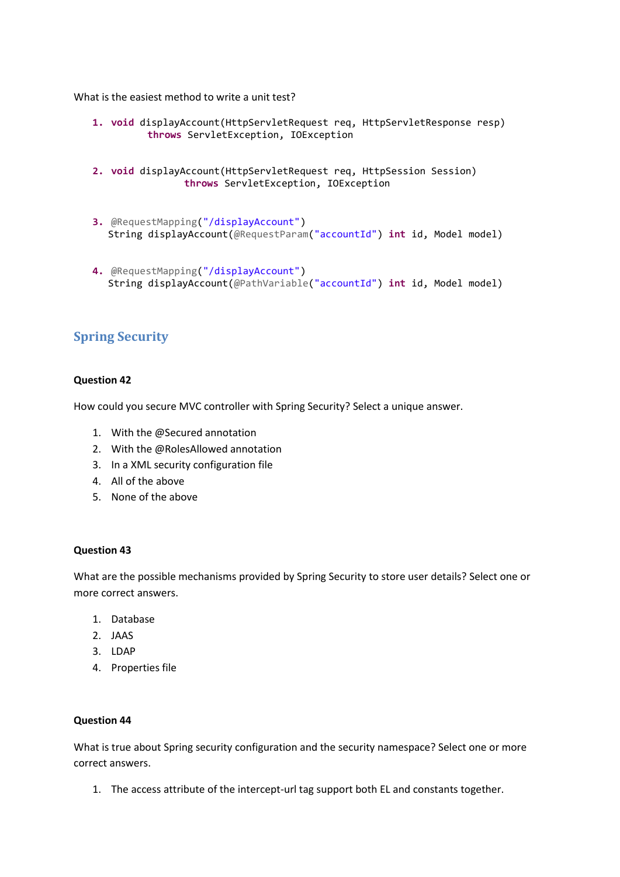What is the easiest method to write a unit test?

1. ```
   void displayAccount(HttpServletRequest req, HttpServletResponse resp)
           throws ServletException, IOException
   ```

2. ```
   void displayAccount(HttpServletRequest req, HttpSession Session)
                   throws ServletException, IOException
   ```

3. ```
   @RequestMapping("/displayAccount")
   String displayAccount(@RequestParam("accountId") int id, Model model)
   ```

4. ```
   @RequestMapping("/displayAccount")
   String displayAccount(@PathVariable("accountId") int id, Model model)
   ```

## Spring Security

**Question 42**

How could you secure MVC controller with Spring Security? Select a unique answer.

1. With the @Secured annotation
2. With the @RolesAllowed annotation
3. In a XML security configuration file
4. All of the above
5. None of the above

**Question 43**

What are the possible mechanisms provided by Spring Security to store user details? Select one or more correct answers.

1. Database
2. JAAS
3. LDAP
4. Properties file

**Question 44**

What is true about Spring security configuration and the security namespace? Select one or more correct answers.

1. The access attribute of the intercept-url tag support both EL and constants together.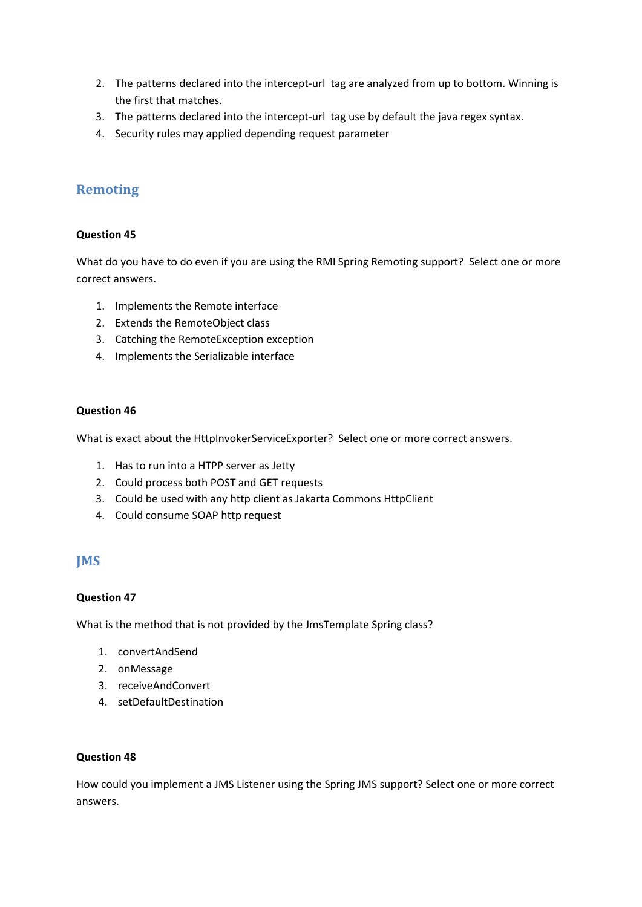2. The patterns declared into the intercept-url tag are analyzed from up to bottom. Winning is the first that matches.
3. The patterns declared into the intercept-url tag use by default the java regex syntax.
4. Security rules may applied depending request parameter

## Remoting

**Question 45**

What do you have to do even if you are using the RMI Spring Remoting support? Select one or more correct answers.

1. Implements the Remote interface
2. Extends the RemoteObject class
3. Catching the RemoteException exception
4. Implements the Serializable interface

**Question 46**

What is exact about the HttpInvokerServiceExporter? Select one or more correct answers.

1. Has to run into a HTPP server as Jetty
2. Could process both POST and GET requests
3. Could be used with any http client as Jakarta Commons HttpClient
4. Could consume SOAP http request

## JMS

**Question 47**

What is the method that is not provided by the JmsTemplate Spring class?

1. convertAndSend
2. onMessage
3. receiveAndConvert
4. setDefaultDestination

**Question 48**

How could you implement a JMS Listener using the Spring JMS support? Select one or more correct answers.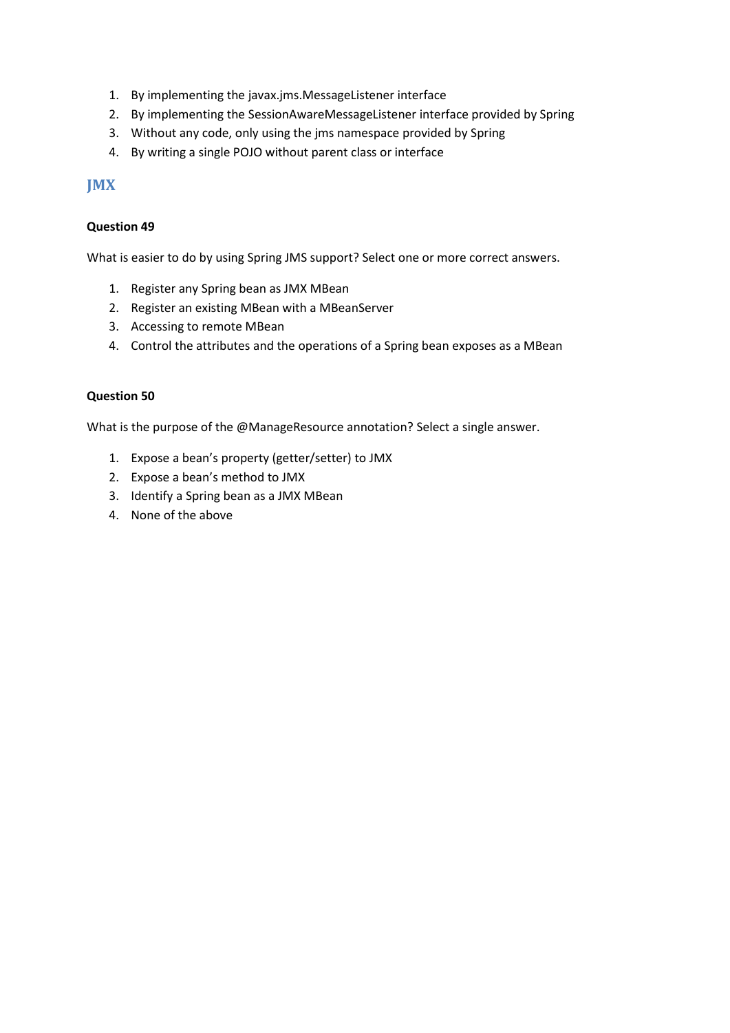1. By implementing the javax.jms.MessageListener interface
2. By implementing the SessionAwareMessageListener interface provided by Spring
3. Without any code, only using the jms namespace provided by Spring
4. By writing a single POJO without parent class or interface

## JMX

**Question 49**

What is easier to do by using Spring JMS support? Select one or more correct answers.

1. Register any Spring bean as JMX MBean
2. Register an existing MBean with a MBeanServer
3. Accessing to remote MBean
4. Control the attributes and the operations of a Spring bean exposes as a MBean

**Question 50**

What is the purpose of the @ManageResource annotation? Select a single answer.

1. Expose a bean's property (getter/setter) to JMX
2. Expose a bean's method to JMX
3. Identify a Spring bean as a JMX MBean
4. None of the above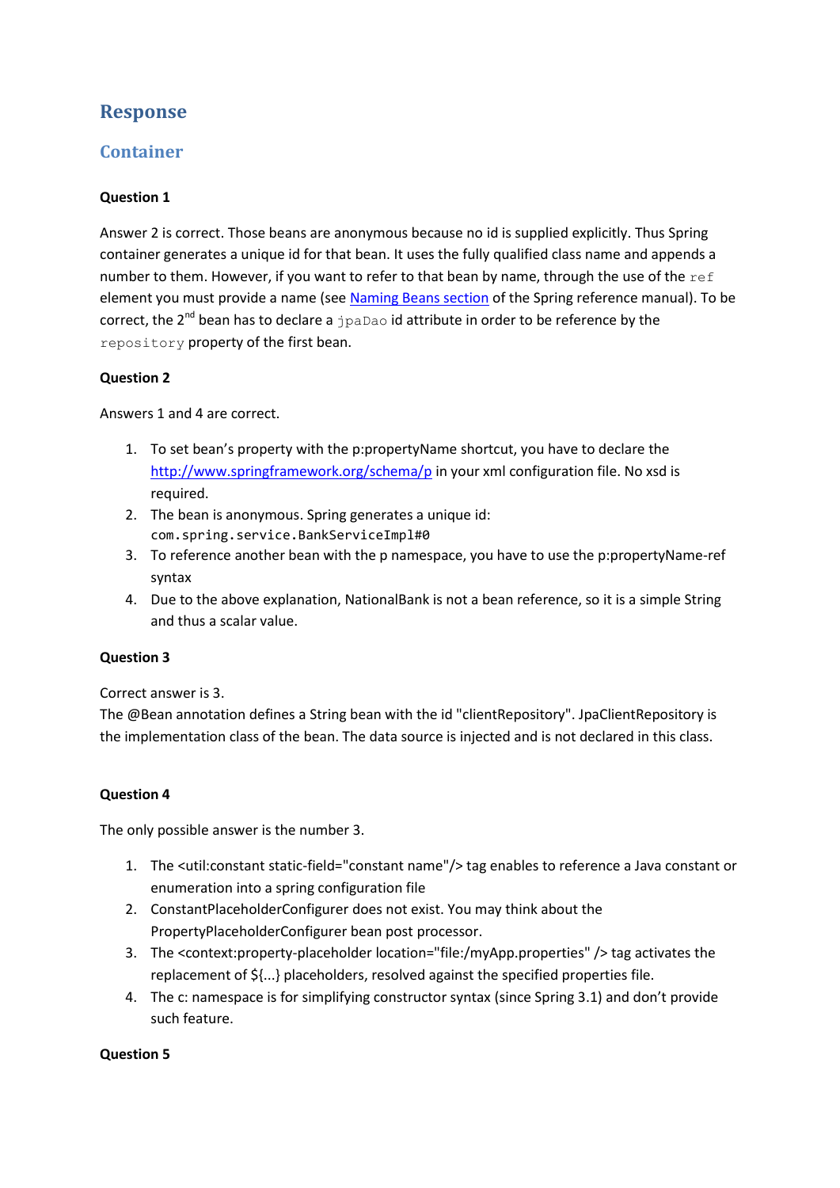# Response

## Container

**Question 1**

Answer 2 is correct. Those beans are anonymous because no id is supplied explicitly. Thus Spring container generates a unique id for that bean. It uses the fully qualified class name and appends a number to them. However, if you want to refer to that bean by name, through the use of the `ref` element you must provide a name (see [Naming Beans section](#) of the Spring reference manual). To be correct, the 2nd bean has to declare a `jpaDao` id attribute in order to be reference by the `repository` property of the first bean.

**Question 2**

Answers 1 and 4 are correct.

1. To set bean's property with the p:propertyName shortcut, you have to declare the [http://www.springframework.org/schema/p](http://www.springframework.org/schema/p) in your xml configuration file. No xsd is required.
2. The bean is anonymous. Spring generates a unique id: `com.spring.service.BankServiceImpl#0`
3. To reference another bean with the p namespace, you have to use the p:propertyName-ref syntax
4. Due to the above explanation, NationalBank is not a bean reference, so it is a simple String and thus a scalar value.

**Question 3**

Correct answer is 3.
The @Bean annotation defines a String bean with the id "clientRepository". JpaClientRepository is the implementation class of the bean. The data source is injected and is not declared in this class.

**Question 4**

The only possible answer is the number 3.

1. The <util:constant static-field="constant name"/> tag enables to reference a Java constant or enumeration into a spring configuration file
2. ConstantPlaceholderConfigurer does not exist. You may think about the PropertyPlaceholderConfigurer bean post processor.
3. The <context:property-placeholder location="file:/myApp.properties" /> tag activates the replacement of ${...} placeholders, resolved against the specified properties file.
4. The c: namespace is for simplifying constructor syntax (since Spring 3.1) and don't provide such feature.

**Question 5**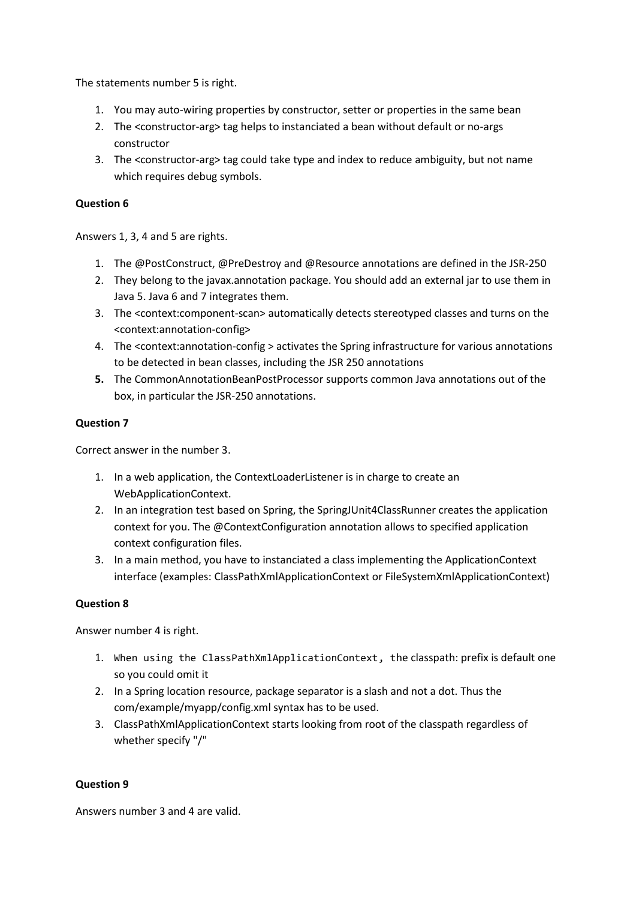The statements number 5 is right.

1. You may auto-wiring properties by constructor, setter or properties in the same bean
2. The <constructor-arg> tag helps to instanciated a bean without default or no-args constructor
3. The <constructor-arg> tag could take type and index to reduce ambiguity, but not name which requires debug symbols.

**Question 6**

Answers 1, 3, 4 and 5 are rights.

1. The @PostConstruct, @PreDestroy and @Resource annotations are defined in the JSR-250
2. They belong to the javax.annotation package. You should add an external jar to use them in Java 5. Java 6 and 7 integrates them.
3. The <context:component-scan> automatically detects stereotyped classes and turns on the <context:annotation-config>
4. The <context:annotation-config > activates the Spring infrastructure for various annotations to be detected in bean classes, including the JSR 250 annotations
5. The CommonAnnotationBeanPostProcessor supports common Java annotations out of the box, in particular the JSR-250 annotations.

**Question 7**

Correct answer in the number 3.

1. In a web application, the ContextLoaderListener is in charge to create an WebApplicationContext.
2. In an integration test based on Spring, the SpringJUnit4ClassRunner creates the application context for you. The @ContextConfiguration annotation allows to specified application context configuration files.
3. In a main method, you have to instanciated a class implementing the ApplicationContext interface (examples: ClassPathXmlApplicationContext or FileSystemXmlApplicationContext)

**Question 8**

Answer number 4 is right.

1. `When using the ClassPathXmlApplicationContext,` the classpath: prefix is default one so you could omit it
2. In a Spring location resource, package separator is a slash and not a dot. Thus the com/example/myapp/config.xml syntax has to be used.
3. ClassPathXmlApplicationContext starts looking from root of the classpath regardless of whether specify "/"

**Question 9**

Answers number 3 and 4 are valid.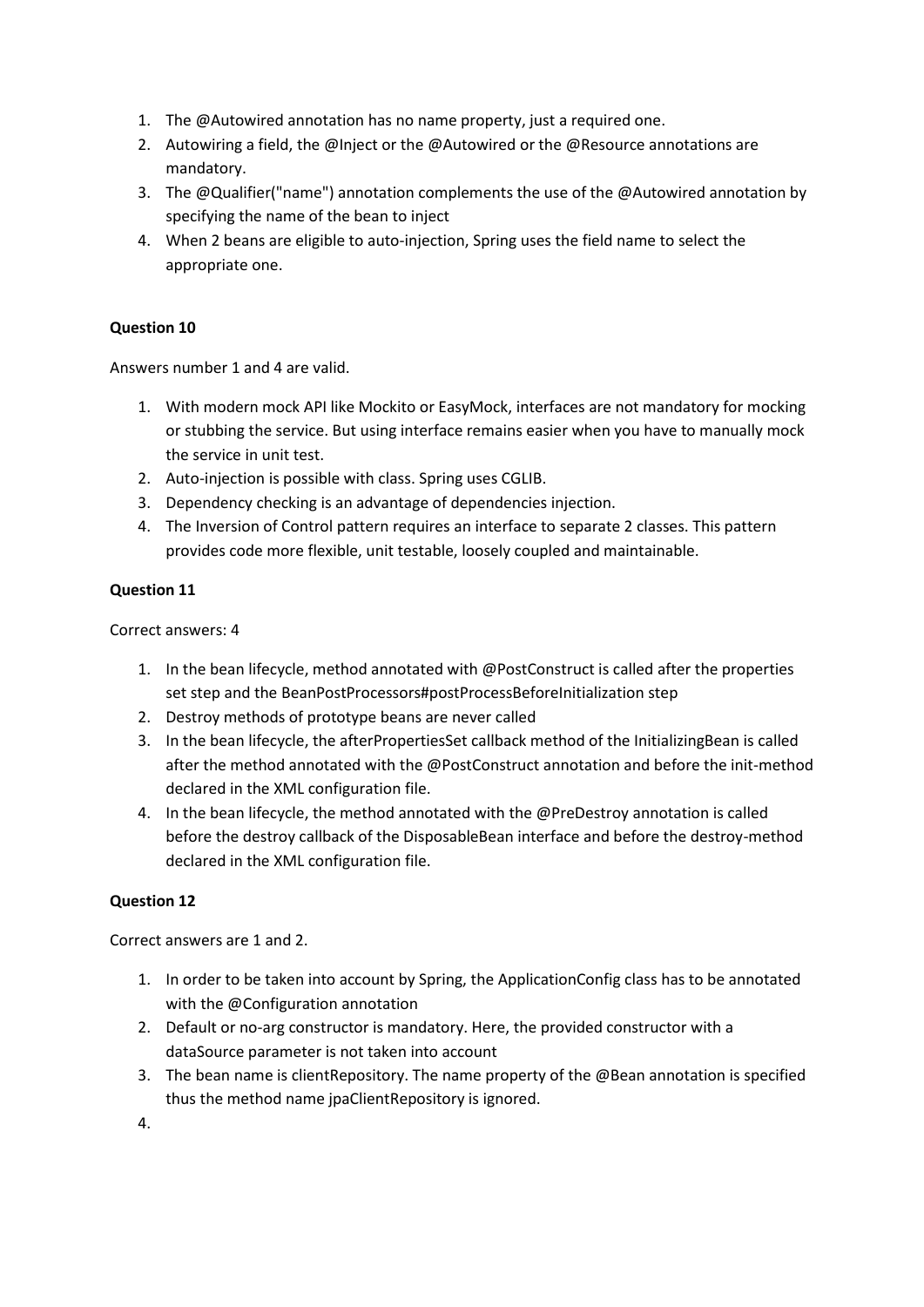1. The @Autowired annotation has no name property, just a required one.
2. Autowiring a field, the @Inject or the @Autowired or the @Resource annotations are mandatory.
3. The @Qualifier("name") annotation complements the use of the @Autowired annotation by specifying the name of the bean to inject
4. When 2 beans are eligible to auto-injection, Spring uses the field name to select the appropriate one.

**Question 10**

Answers number 1 and 4 are valid.

1. With modern mock API like Mockito or EasyMock, interfaces are not mandatory for mocking or stubbing the service. But using interface remains easier when you have to manually mock the service in unit test.
2. Auto-injection is possible with class. Spring uses CGLIB.
3. Dependency checking is an advantage of dependencies injection.
4. The Inversion of Control pattern requires an interface to separate 2 classes. This pattern provides code more flexible, unit testable, loosely coupled and maintainable.

**Question 11**

Correct answers: 4

1. In the bean lifecycle, method annotated with @PostConstruct is called after the properties set step and the BeanPostProcessors#postProcessBeforeInitialization step
2. Destroy methods of prototype beans are never called
3. In the bean lifecycle, the afterPropertiesSet callback method of the InitializingBean is called after the method annotated with the @PostConstruct annotation and before the init-method declared in the XML configuration file.
4. In the bean lifecycle, the method annotated with the @PreDestroy annotation is called before the destroy callback of the DisposableBean interface and before the destroy-method declared in the XML configuration file.

**Question 12**

Correct answers are 1 and 2.

1. In order to be taken into account by Spring, the ApplicationConfig class has to be annotated with the @Configuration annotation
2. Default or no-arg constructor is mandatory. Here, the provided constructor with a dataSource parameter is not taken into account
3. The bean name is clientRepository. The name property of the @Bean annotation is specified thus the method name jpaClientRepository is ignored.
4.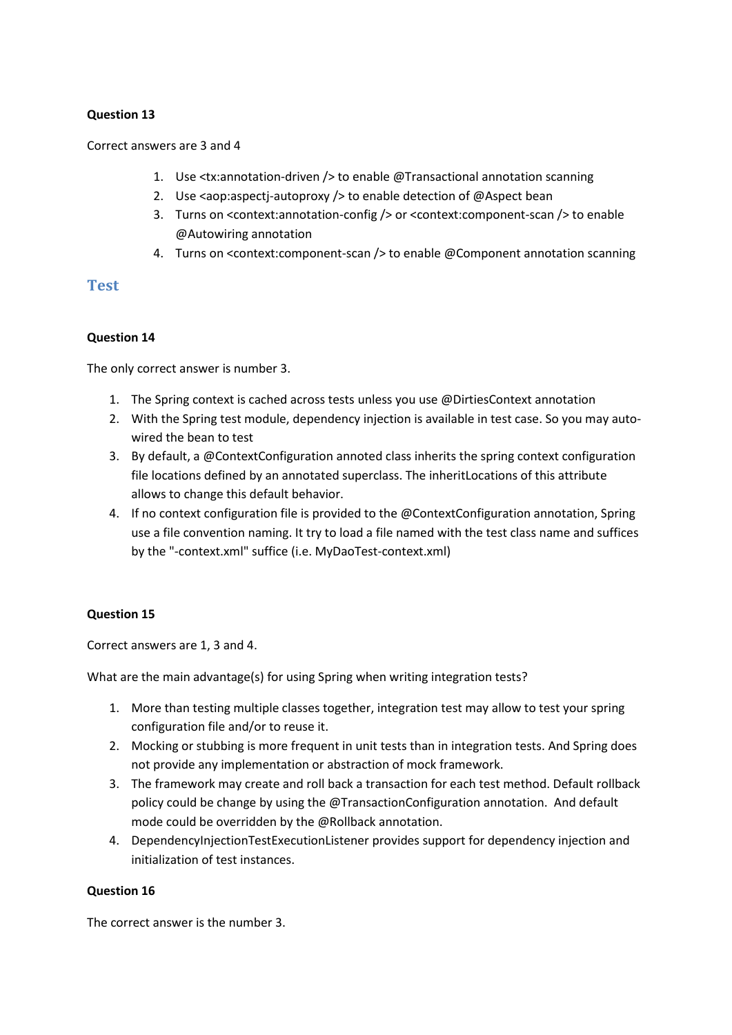**Question 13**

Correct answers are 3 and 4

1. Use <tx:annotation-driven /> to enable @Transactional annotation scanning
2. Use <aop:aspectj-autoproxy /> to enable detection of @Aspect bean
3. Turns on <context:annotation-config /> or <context:component-scan /> to enable @Autowiring annotation
4. Turns on <context:component-scan /> to enable @Component annotation scanning

## Test

**Question 14**

The only correct answer is number 3.

1. The Spring context is cached across tests unless you use @DirtiesContext annotation
2. With the Spring test module, dependency injection is available in test case. So you may auto-wired the bean to test
3. By default, a @ContextConfiguration annoted class inherits the spring context configuration file locations defined by an annotated superclass. The inheritLocations of this attribute allows to change this default behavior.
4. If no context configuration file is provided to the @ContextConfiguration annotation, Spring use a file convention naming. It try to load a file named with the test class name and suffices by the "-context.xml" suffice (i.e. MyDaoTest-context.xml)

**Question 15**

Correct answers are 1, 3 and 4.

What are the main advantage(s) for using Spring when writing integration tests?

1. More than testing multiple classes together, integration test may allow to test your spring configuration file and/or to reuse it.
2. Mocking or stubbing is more frequent in unit tests than in integration tests. And Spring does not provide any implementation or abstraction of mock framework.
3. The framework may create and roll back a transaction for each test method. Default rollback policy could be change by using the @TransactionConfiguration annotation. And default mode could be overridden by the @Rollback annotation.
4. DependencyInjectionTestExecutionListener provides support for dependency injection and initialization of test instances.

**Question 16**

The correct answer is the number 3.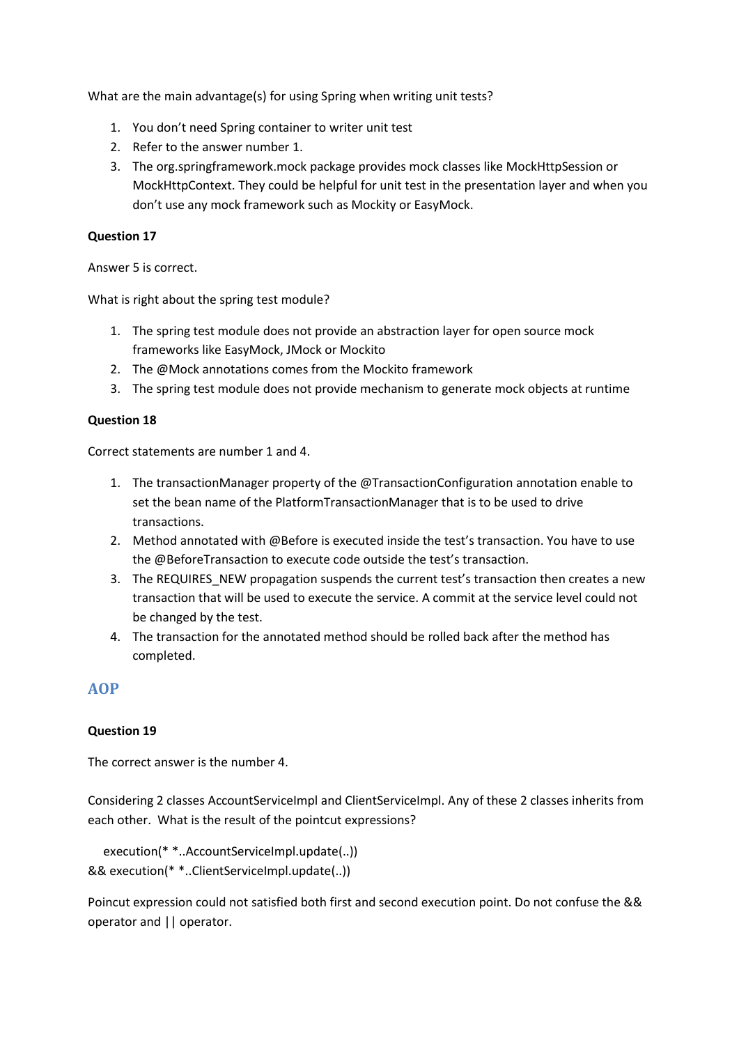What are the main advantage(s) for using Spring when writing unit tests?

1. You don't need Spring container to writer unit test
2. Refer to the answer number 1.
3. The org.springframework.mock package provides mock classes like MockHttpSession or MockHttpContext. They could be helpful for unit test in the presentation layer and when you don't use any mock framework such as Mockity or EasyMock.

**Question 17**

Answer 5 is correct.

What is right about the spring test module?

1. The spring test module does not provide an abstraction layer for open source mock frameworks like EasyMock, JMock or Mockito
2. The @Mock annotations comes from the Mockito framework
3. The spring test module does not provide mechanism to generate mock objects at runtime

**Question 18**

Correct statements are number 1 and 4.

1. The transactionManager property of the @TransactionConfiguration annotation enable to set the bean name of the PlatformTransactionManager that is to be used to drive transactions.
2. Method annotated with @Before is executed inside the test's transaction. You have to use the @BeforeTransaction to execute code outside the test's transaction.
3. The REQUIRES_NEW propagation suspends the current test's transaction then creates a new transaction that will be used to execute the service. A commit at the service level could not be changed by the test.
4. The transaction for the annotated method should be rolled back after the method has completed.

## AOP

**Question 19**

The correct answer is the number 4.

Considering 2 classes AccountServiceImpl and ClientServiceImpl. Any of these 2 classes inherits from each other. What is the result of the pointcut expressions?

```
   execution(* *..AccountServiceImpl.update(..))
&& execution(* *..ClientServiceImpl.update(..))
```

Poincut expression could not satisfied both first and second execution point. Do not confuse the && operator and || operator.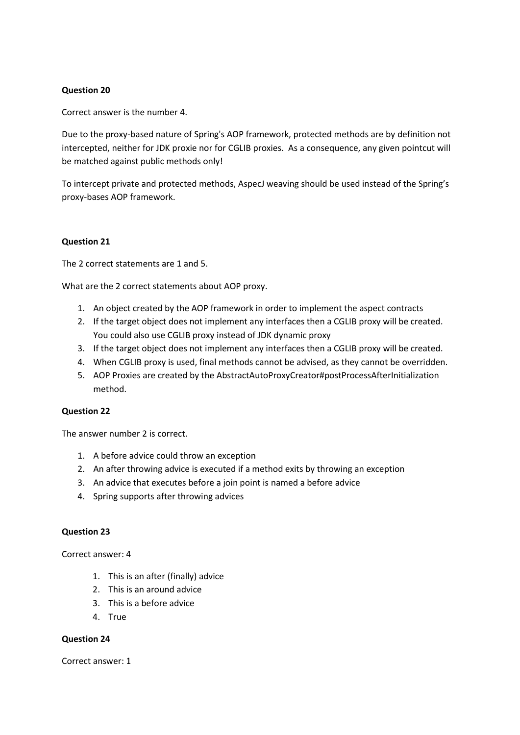**Question 20**

Correct answer is the number 4.

Due to the proxy-based nature of Spring's AOP framework, protected methods are by definition not intercepted, neither for JDK proxie nor for CGLIB proxies. As a consequence, any given pointcut will be matched against public methods only!

To intercept private and protected methods, AspecJ weaving should be used instead of the Spring's proxy-bases AOP framework.

**Question 21**

The 2 correct statements are 1 and 5.

What are the 2 correct statements about AOP proxy.

1. An object created by the AOP framework in order to implement the aspect contracts
2. If the target object does not implement any interfaces then a CGLIB proxy will be created. You could also use CGLIB proxy instead of JDK dynamic proxy
3. If the target object does not implement any interfaces then a CGLIB proxy will be created.
4. When CGLIB proxy is used, final methods cannot be advised, as they cannot be overridden.
5. AOP Proxies are created by the AbstractAutoProxyCreator#postProcessAfterInitialization method.

**Question 22**

The answer number 2 is correct.

1. A before advice could throw an exception
2. An after throwing advice is executed if a method exits by throwing an exception
3. An advice that executes before a join point is named a before advice
4. Spring supports after throwing advices

**Question 23**

Correct answer: 4

1. This is an after (finally) advice
2. This is an around advice
3. This is a before advice
4. True

**Question 24**

Correct answer: 1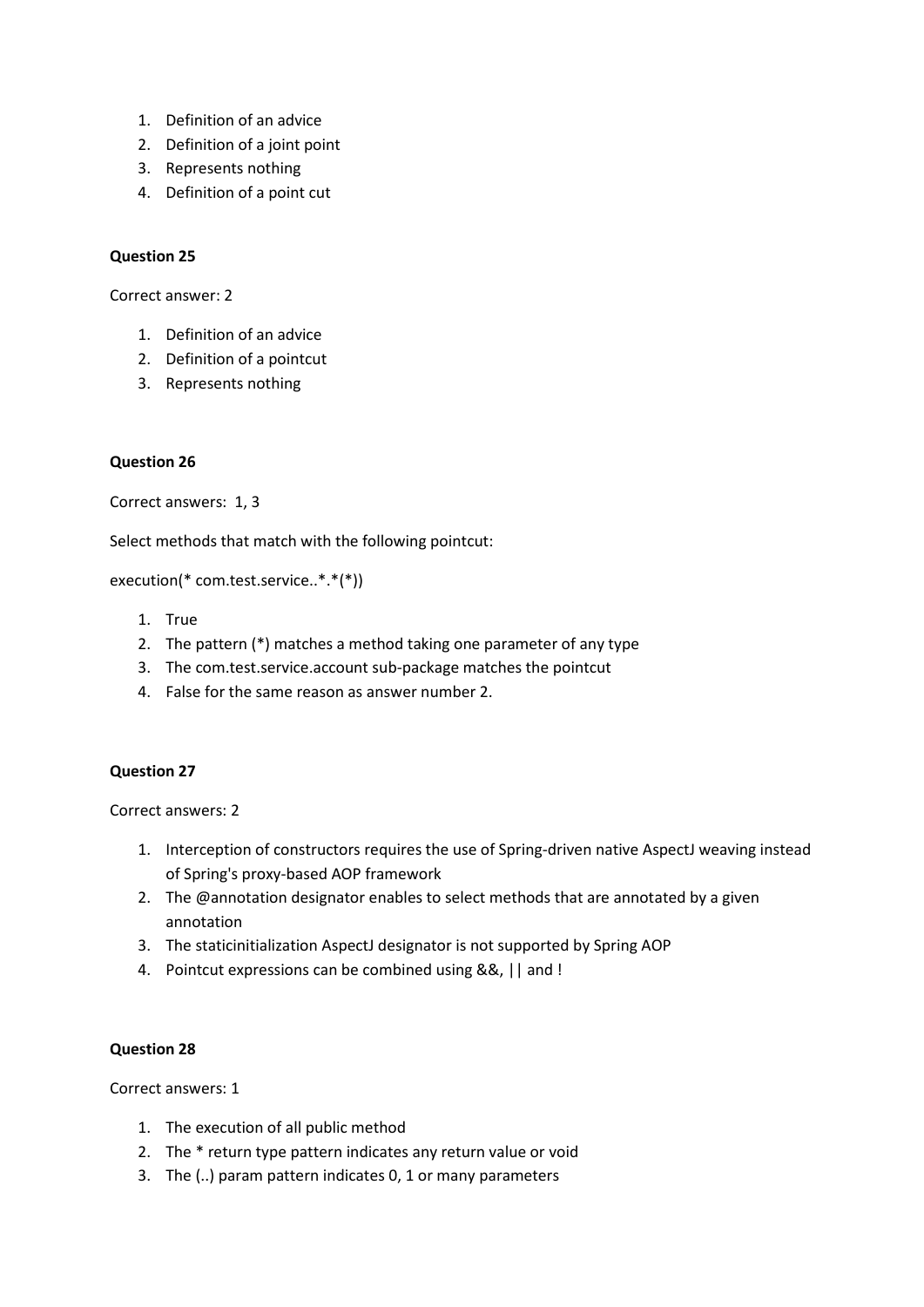1. Definition of an advice
2. Definition of a joint point
3. Represents nothing
4. Definition of a point cut

**Question 25**

Correct answer: 2

1. Definition of an advice
2. Definition of a pointcut
3. Represents nothing

**Question 26**

Correct answers: 1, 3

Select methods that match with the following pointcut:

execution(* com.test.service..*.*(*))

1. True
2. The pattern (*) matches a method taking one parameter of any type
3. The com.test.service.account sub-package matches the pointcut
4. False for the same reason as answer number 2.

**Question 27**

Correct answers: 2

1. Interception of constructors requires the use of Spring-driven native AspectJ weaving instead of Spring's proxy-based AOP framework
2. The @annotation designator enables to select methods that are annotated by a given annotation
3. The staticinitialization AspectJ designator is not supported by Spring AOP
4. Pointcut expressions can be combined using &&, || and !

**Question 28**

Correct answers: 1

1. The execution of all public method
2. The * return type pattern indicates any return value or void
3. The (..) param pattern indicates 0, 1 or many parameters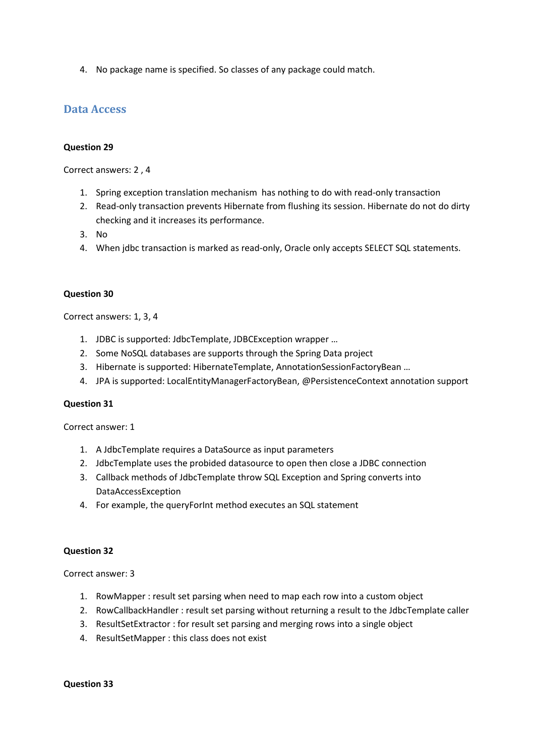4. No package name is specified. So classes of any package could match.

## Data Access

**Question 29**

Correct answers: 2 , 4

1. Spring exception translation mechanism  has nothing to do with read-only transaction
2. Read-only transaction prevents Hibernate from flushing its session. Hibernate do not do dirty checking and it increases its performance.
3. No
4. When jdbc transaction is marked as read-only, Oracle only accepts SELECT SQL statements.

**Question 30**

Correct answers: 1, 3, 4

1. JDBC is supported: JdbcTemplate, JDBCException wrapper …
2. Some NoSQL databases are supports through the Spring Data project
3. Hibernate is supported: HibernateTemplate, AnnotationSessionFactoryBean …
4. JPA is supported: LocalEntityManagerFactoryBean, @PersistenceContext annotation support

**Question 31**

Correct answer: 1

1. A JdbcTemplate requires a DataSource as input parameters
2. JdbcTemplate uses the probided datasource to open then close a JDBC connection
3. Callback methods of JdbcTemplate throw SQL Exception and Spring converts into DataAccessException
4. For example, the queryForInt method executes an SQL statement

**Question 32**

Correct answer: 3

1. RowMapper : result set parsing when need to map each row into a custom object
2. RowCallbackHandler : result set parsing without returning a result to the JdbcTemplate caller
3. ResultSetExtractor : for result set parsing and merging rows into a single object
4. ResultSetMapper : this class does not exist

**Question 33**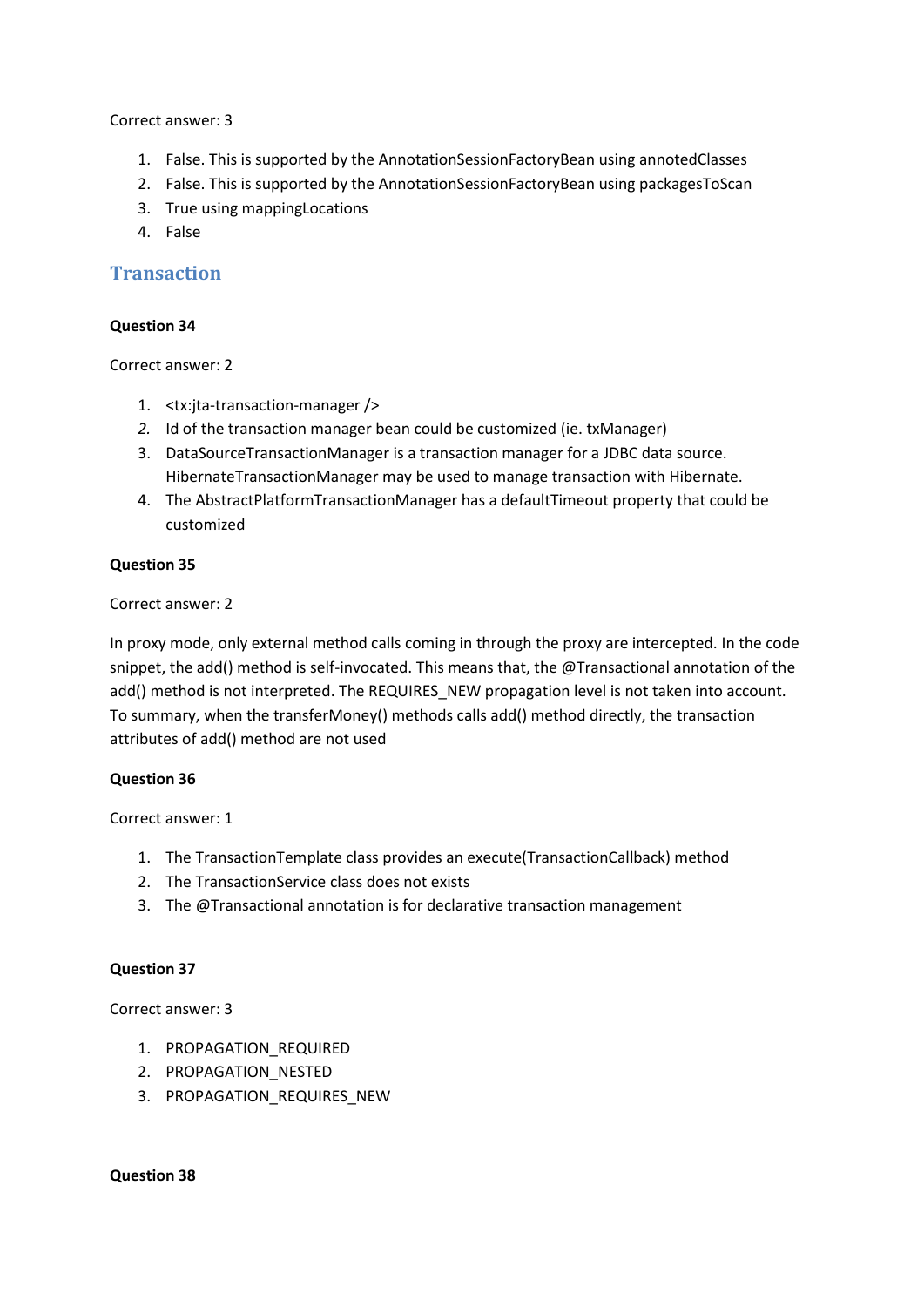Correct answer: 3

1. False. This is supported by the AnnotationSessionFactoryBean using annotedClasses
2. False. This is supported by the AnnotationSessionFactoryBean using packagesToScan
3. True using mappingLocations
4. False

## Transaction

**Question 34**

Correct answer: 2

1. <tx:jta-transaction-manager />
2. *Id of the transaction manager bean could be customized (ie. txManager)*
3. DataSourceTransactionManager is a transaction manager for a JDBC data source. HibernateTransactionManager may be used to manage transaction with Hibernate.
4. The AbstractPlatformTransactionManager has a defaultTimeout property that could be customized

**Question 35**

Correct answer: 2

In proxy mode, only external method calls coming in through the proxy are intercepted. In the code snippet, the add() method is self-invocated. This means that, the @Transactional annotation of the add() method is not interpreted. The REQUIRES_NEW propagation level is not taken into account. To summary, when the transferMoney() methods calls add() method directly, the transaction attributes of add() method are not used

**Question 36**

Correct answer: 1

1. The TransactionTemplate class provides an execute(TransactionCallback) method
2. The TransactionService class does not exists
3. The @Transactional annotation is for declarative transaction management

**Question 37**

Correct answer: 3

1. PROPAGATION_REQUIRED
2. PROPAGATION_NESTED
3. PROPAGATION_REQUIRES_NEW

**Question 38**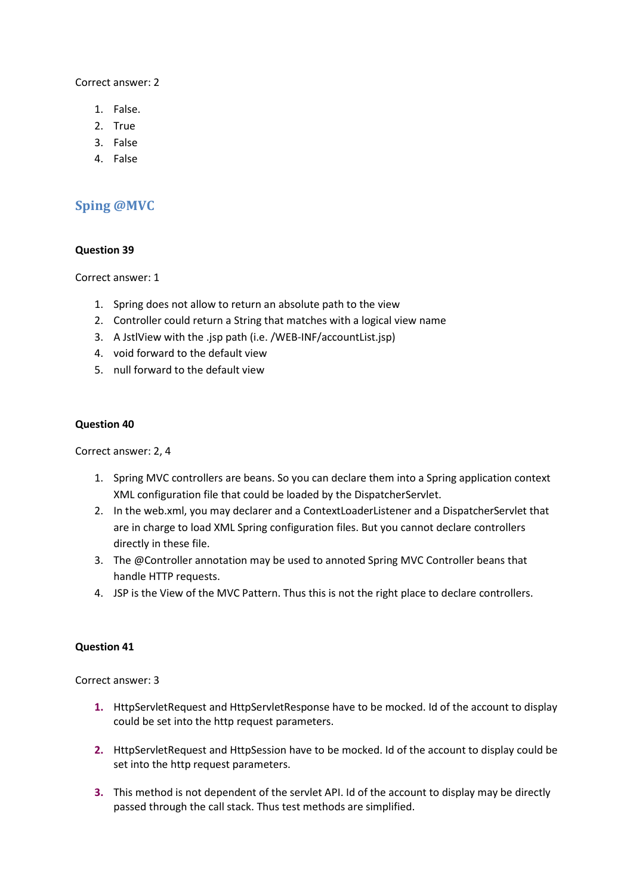Correct answer: 2

1. False.
2. True
3. False
4. False

## Sping @MVC

**Question 39**

Correct answer: 1

1. Spring does not allow to return an absolute path to the view
2. Controller could return a String that matches with a logical view name
3. A JstlView with the .jsp path (i.e. /WEB-INF/accountList.jsp)
4. void forward to the default view
5. null forward to the default view

**Question 40**

Correct answer: 2, 4

1. Spring MVC controllers are beans. So you can declare them into a Spring application context XML configuration file that could be loaded by the DispatcherServlet.
2. In the web.xml, you may declarer and a ContextLoaderListener and a DispatcherServlet that are in charge to load XML Spring configuration files. But you cannot declare controllers directly in these file.
3. The @Controller annotation may be used to annoted Spring MVC Controller beans that handle HTTP requests.
4. JSP is the View of the MVC Pattern. Thus this is not the right place to declare controllers.

**Question 41**

Correct answer: 3

1. HttpServletRequest and HttpServletResponse have to be mocked. Id of the account to display could be set into the http request parameters.
2. HttpServletRequest and HttpSession have to be mocked. Id of the account to display could be set into the http request parameters.
3. This method is not dependent of the servlet API. Id of the account to display may be directly passed through the call stack. Thus test methods are simplified.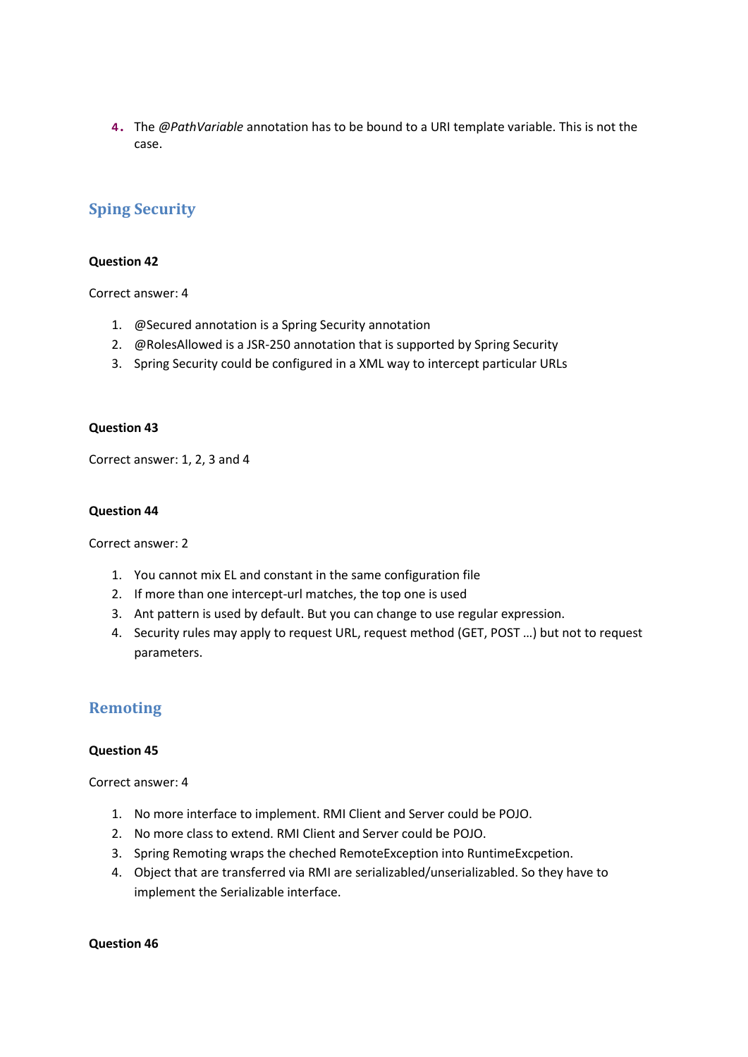4. The *@PathVariable* annotation has to be bound to a URI template variable. This is not the case.

## Sping Security

**Question 42**

Correct answer: 4

1. @Secured annotation is a Spring Security annotation
2. @RolesAllowed is a JSR-250 annotation that is supported by Spring Security
3. Spring Security could be configured in a XML way to intercept particular URLs

**Question 43**

Correct answer: 1, 2, 3 and 4

**Question 44**

Correct answer: 2

1. You cannot mix EL and constant in the same configuration file
2. If more than one intercept-url matches, the top one is used
3. Ant pattern is used by default. But you can change to use regular expression.
4. Security rules may apply to request URL, request method (GET, POST …) but not to request parameters.

## Remoting

**Question 45**

Correct answer: 4

1. No more interface to implement. RMI Client and Server could be POJO.
2. No more class to extend. RMI Client and Server could be POJO.
3. Spring Remoting wraps the cheched RemoteException into RuntimeExcpetion.
4. Object that are transferred via RMI are serializabled/unserializabled. So they have to implement the Serializable interface.

**Question 46**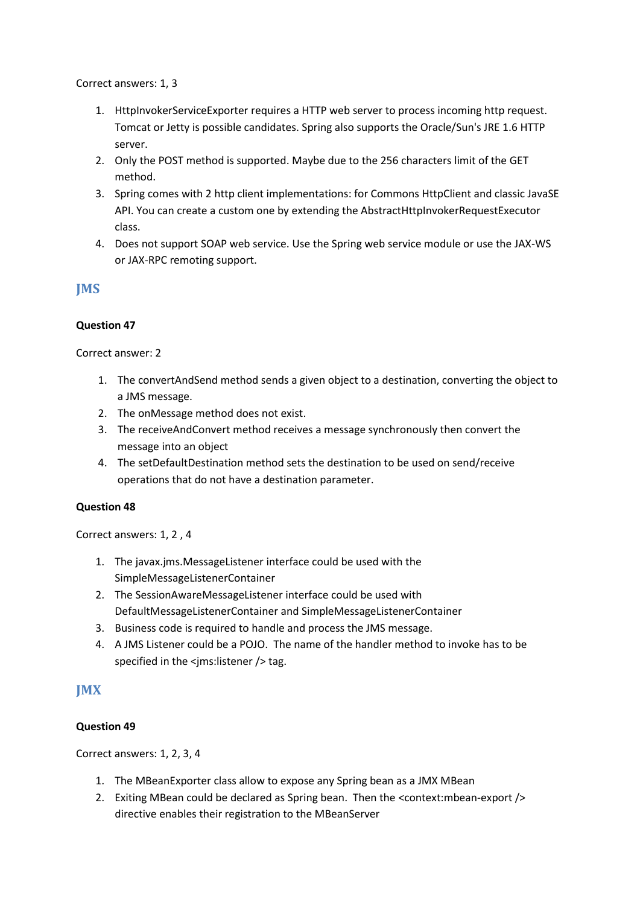Correct answers: 1, 3

1. HttpInvokerServiceExporter requires a HTTP web server to process incoming http request. Tomcat or Jetty is possible candidates. Spring also supports the Oracle/Sun's JRE 1.6 HTTP server.
2. Only the POST method is supported. Maybe due to the 256 characters limit of the GET method.
3. Spring comes with 2 http client implementations: for Commons HttpClient and classic JavaSE API. You can create a custom one by extending the AbstractHttpInvokerRequestExecutor class.
4. Does not support SOAP web service. Use the Spring web service module or use the JAX-WS or JAX-RPC remoting support.

## JMS

**Question 47**

Correct answer: 2

1. The convertAndSend method sends a given object to a destination, converting the object to a JMS message.
2. The onMessage method does not exist.
3. The receiveAndConvert method receives a message synchronously then convert the message into an object
4. The setDefaultDestination method sets the destination to be used on send/receive operations that do not have a destination parameter.

**Question 48**

Correct answers: 1, 2 , 4

1. The javax.jms.MessageListener interface could be used with the SimpleMessageListenerContainer
2. The SessionAwareMessageListener interface could be used with DefaultMessageListenerContainer and SimpleMessageListenerContainer
3. Business code is required to handle and process the JMS message.
4. A JMS Listener could be a POJO. The name of the handler method to invoke has to be specified in the <jms:listener /> tag.

## JMX

**Question 49**

Correct answers: 1, 2, 3, 4

1. The MBeanExporter class allow to expose any Spring bean as a JMX MBean
2. Exiting MBean could be declared as Spring bean. Then the <context:mbean-export /> directive enables their registration to the MBeanServer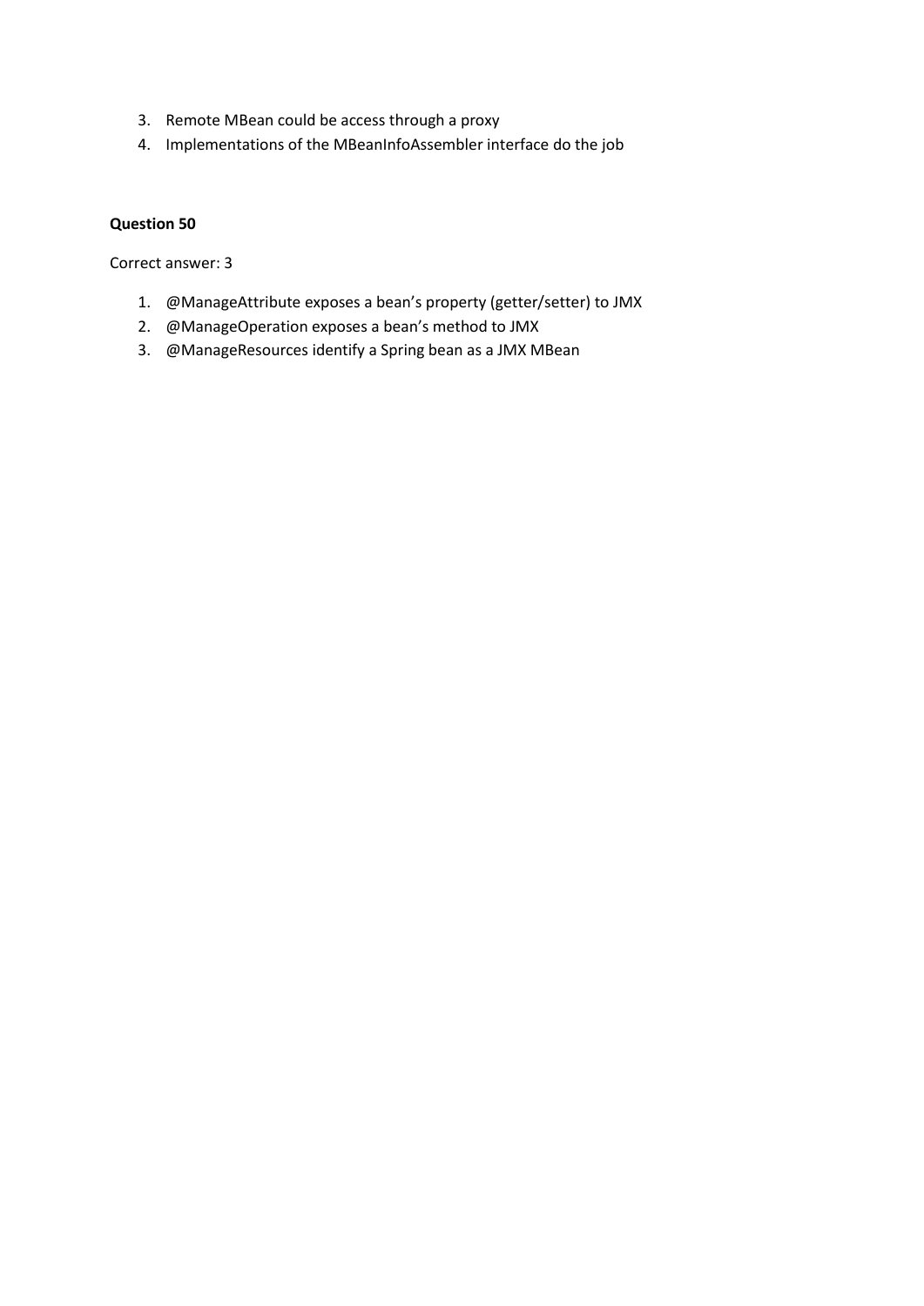3. Remote MBean could be access through a proxy
4. Implementations of the MBeanInfoAssembler interface do the job

**Question 50**

Correct answer: 3

1. @ManageAttribute exposes a bean's property (getter/setter) to JMX
2. @ManageOperation exposes a bean's method to JMX
3. @ManageResources identify a Spring bean as a JMX MBean